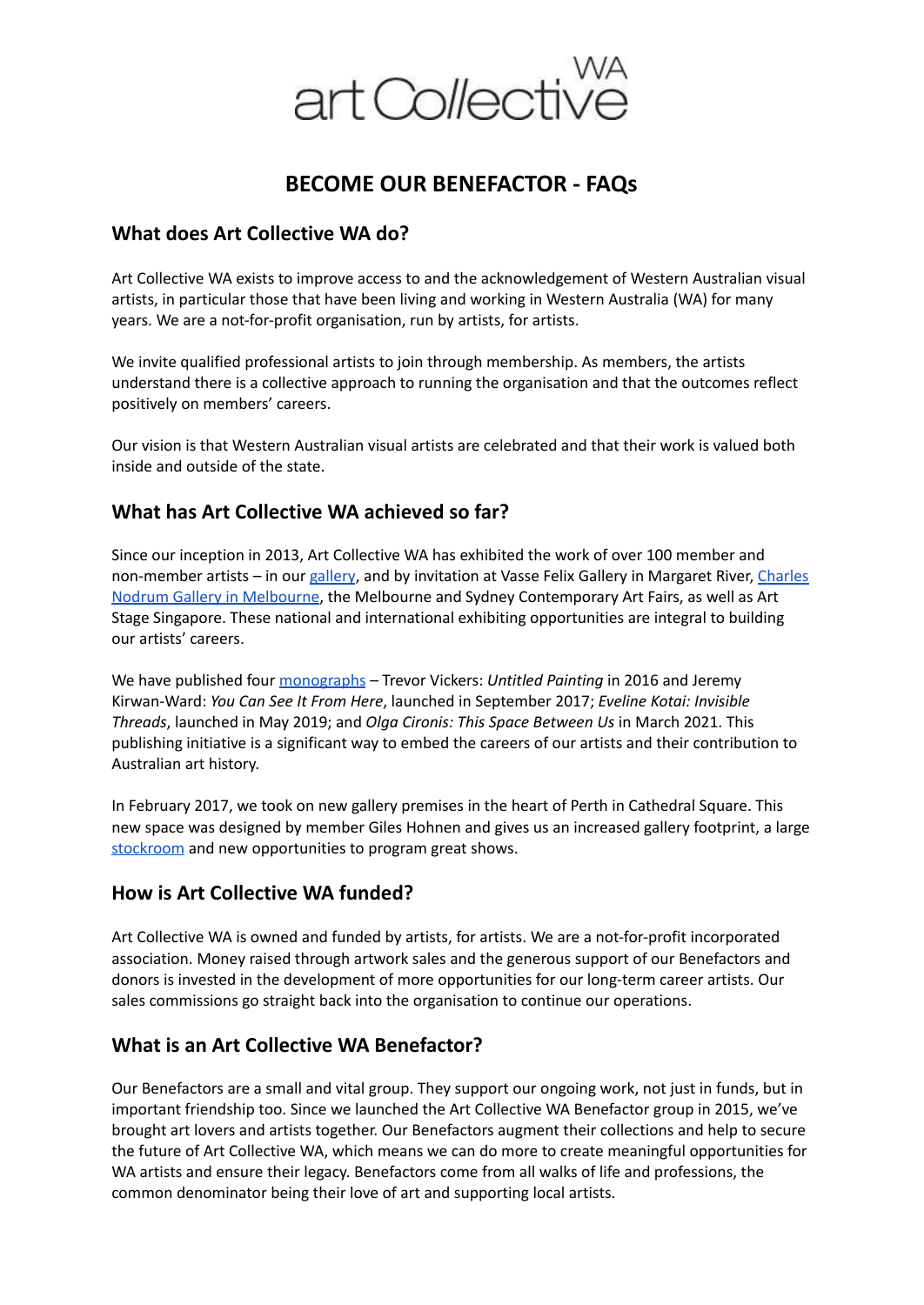art Collective WA

# BECOME OUR BENEFACTOR - FAQs

## What does Art Collective WA do?

Art Collective WA exists to improve access to and the acknowledgement of Western Australian visual artists, in particular those that have been living and working in Western Australia (WA) for many years. We are a not-for-profit organisation, run by artists, for artists.

We invite qualified professional artists to join through membership. As members, the artists understand there is a collective approach to running the organisation and that the outcomes reflect positively on members' careers.

Our vision is that Western Australian visual artists are celebrated and that their work is valued both inside and outside of the state.

## What has Art Collective WA achieved so far?

Since our inception in 2013, Art Collective WA has exhibited the work of over 100 member and non-member artists – in our gallery, and by invitation at Vasse Felix Gallery in Margaret River, Charles Nodrum Gallery in Melbourne, the Melbourne and Sydney Contemporary Art Fairs, as well as Art Stage Singapore. These national and international exhibiting opportunities are integral to building our artists' careers.

We have published four monographs – Trevor Vickers: *Untitled Painting* in 2016 and Jeremy Kirwan-Ward: *You Can See It From Here*, launched in September 2017; *Eveline Kotai: Invisible Threads*, launched in May 2019; and *Olga Cironis: This Space Between Us* in March 2021. This publishing initiative is a significant way to embed the careers of our artists and their contribution to Australian art history.

In February 2017, we took on new gallery premises in the heart of Perth in Cathedral Square. This new space was designed by member Giles Hohnen and gives us an increased gallery footprint, a large stockroom and new opportunities to program great shows.

## How is Art Collective WA funded?

Art Collective WA is owned and funded by artists, for artists. We are a not-for-profit incorporated association. Money raised through artwork sales and the generous support of our Benefactors and donors is invested in the development of more opportunities for our long-term career artists. Our sales commissions go straight back into the organisation to continue our operations.

## What is an Art Collective WA Benefactor?

Our Benefactors are a small and vital group. They support our ongoing work, not just in funds, but in important friendship too. Since we launched the Art Collective WA Benefactor group in 2015, we've brought art lovers and artists together. Our Benefactors augment their collections and help to secure the future of Art Collective WA, which means we can do more to create meaningful opportunities for WA artists and ensure their legacy. Benefactors come from all walks of life and professions, the common denominator being their love of art and supporting local artists.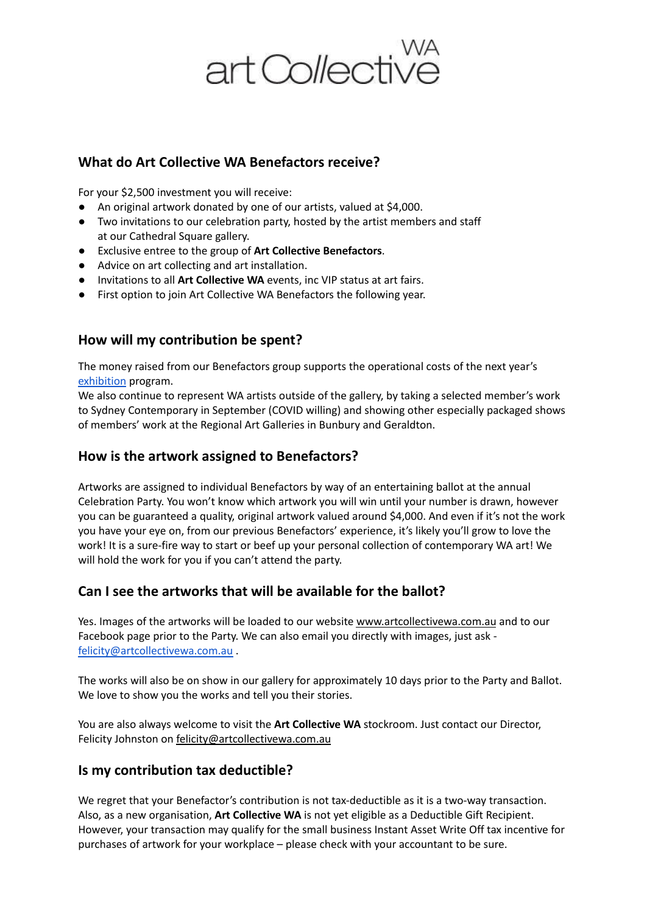art Collective WA

## What do Art Collective WA Benefactors receive?

For your $2,500 investment you will receive:

- An original artwork donated by one of our artists, valued at $4,000.
- Two invitations to our celebration party, hosted by the artist members and staff at our Cathedral Square gallery.
- Exclusive entree to the group of **Art Collective Benefactors**.
- Advice on art collecting and art installation.
- Invitations to all **Art Collective WA** events, inc VIP status at art fairs.
- First option to join Art Collective WA Benefactors the following year.

## How will my contribution be spent?

The money raised from our Benefactors group supports the operational costs of the next year's exhibition program.

We also continue to represent WA artists outside of the gallery, by taking a selected member's work to Sydney Contemporary in September (COVID willing) and showing other especially packaged shows of members' work at the Regional Art Galleries in Bunbury and Geraldton.

## How is the artwork assigned to Benefactors?

Artworks are assigned to individual Benefactors by way of an entertaining ballot at the annual Celebration Party. You won't know which artwork you will win until your number is drawn, however you can be guaranteed a quality, original artwork valued around $4,000. And even if it's not the work you have your eye on, from our previous Benefactors' experience, it's likely you'll grow to love the work! It is a sure-fire way to start or beef up your personal collection of contemporary WA art! We will hold the work for you if you can't attend the party.

## Can I see the artworks that will be available for the ballot?

Yes. Images of the artworks will be loaded to our website www.artcollectivewa.com.au and to our Facebook page prior to the Party. We can also email you directly with images, just ask - felicity@artcollectivewa.com.au .

The works will also be on show in our gallery for approximately 10 days prior to the Party and Ballot. We love to show you the works and tell you their stories.

You are also always welcome to visit the **Art Collective WA** stockroom. Just contact our Director, Felicity Johnston on felicity@artcollectivewa.com.au

## Is my contribution tax deductible?

We regret that your Benefactor's contribution is not tax-deductible as it is a two-way transaction. Also, as a new organisation, **Art Collective WA** is not yet eligible as a Deductible Gift Recipient. However, your transaction may qualify for the small business Instant Asset Write Off tax incentive for purchases of artwork for your workplace – please check with your accountant to be sure.